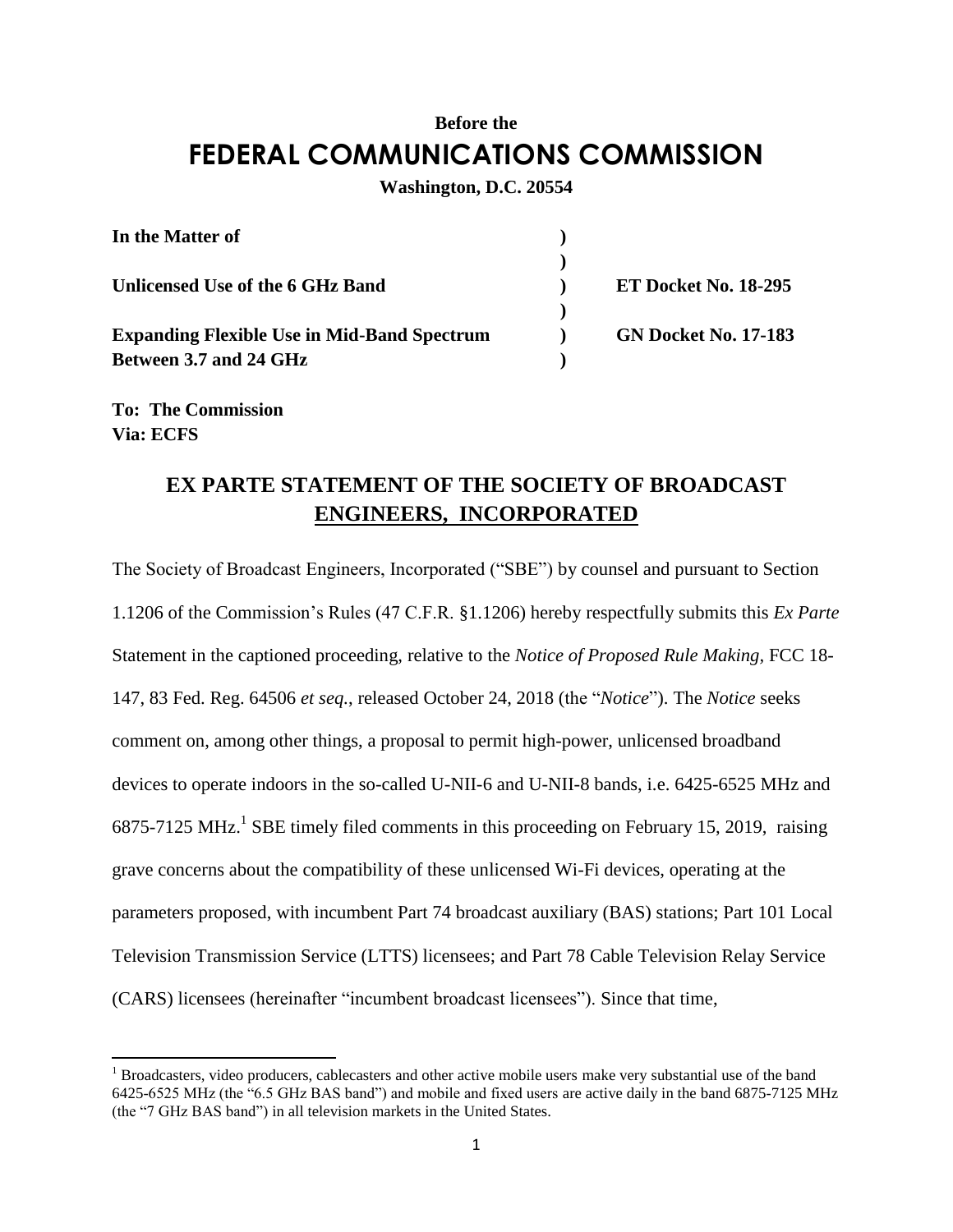**Before the**

# FEDERAL COMMUNICATIONS COMMISSION

**Washington, D.C. 20554**

| | | |
|---|---|---|
| **In the Matter of** | **)** | |
| | **)** | |
| **Unlicensed Use of the 6 GHz Band** | **)** | **ET Docket No. 18-295** |
| | **)** | |
| **Expanding Flexible Use in Mid-Band Spectrum Between 3.7 and 24 GHz** | **)** | **GN Docket No. 17-183** |
| | **)** | |

**To: The Commission**
**Via: ECFS**

## EX PARTE STATEMENT OF THE SOCIETY OF BROADCAST ENGINEERS, INCORPORATED

The Society of Broadcast Engineers, Incorporated ("SBE") by counsel and pursuant to Section 1.1206 of the Commission's Rules (47 C.F.R. §1.1206) hereby respectfully submits this *Ex Parte* Statement in the captioned proceeding, relative to the *Notice of Proposed Rule Making*, FCC 18-147, 83 Fed. Reg. 64506 *et seq.*, released October 24, 2018 (the "*Notice*"). The *Notice* seeks comment on, among other things, a proposal to permit high-power, unlicensed broadband devices to operate indoors in the so-called U-NII-6 and U-NII-8 bands, i.e. 6425-6525 MHz and 6875-7125 MHz.[1] SBE timely filed comments in this proceeding on February 15, 2019, raising grave concerns about the compatibility of these unlicensed Wi-Fi devices, operating at the parameters proposed, with incumbent Part 74 broadcast auxiliary (BAS) stations; Part 101 Local Television Transmission Service (LTTS) licensees; and Part 78 Cable Television Relay Service (CARS) licensees (hereinafter "incumbent broadcast licensees"). Since that time,

[1] Broadcasters, video producers, cablecasters and other active mobile users make very substantial use of the band 6425-6525 MHz (the "6.5 GHz BAS band") and mobile and fixed users are active daily in the band 6875-7125 MHz (the "7 GHz BAS band") in all television markets in the United States.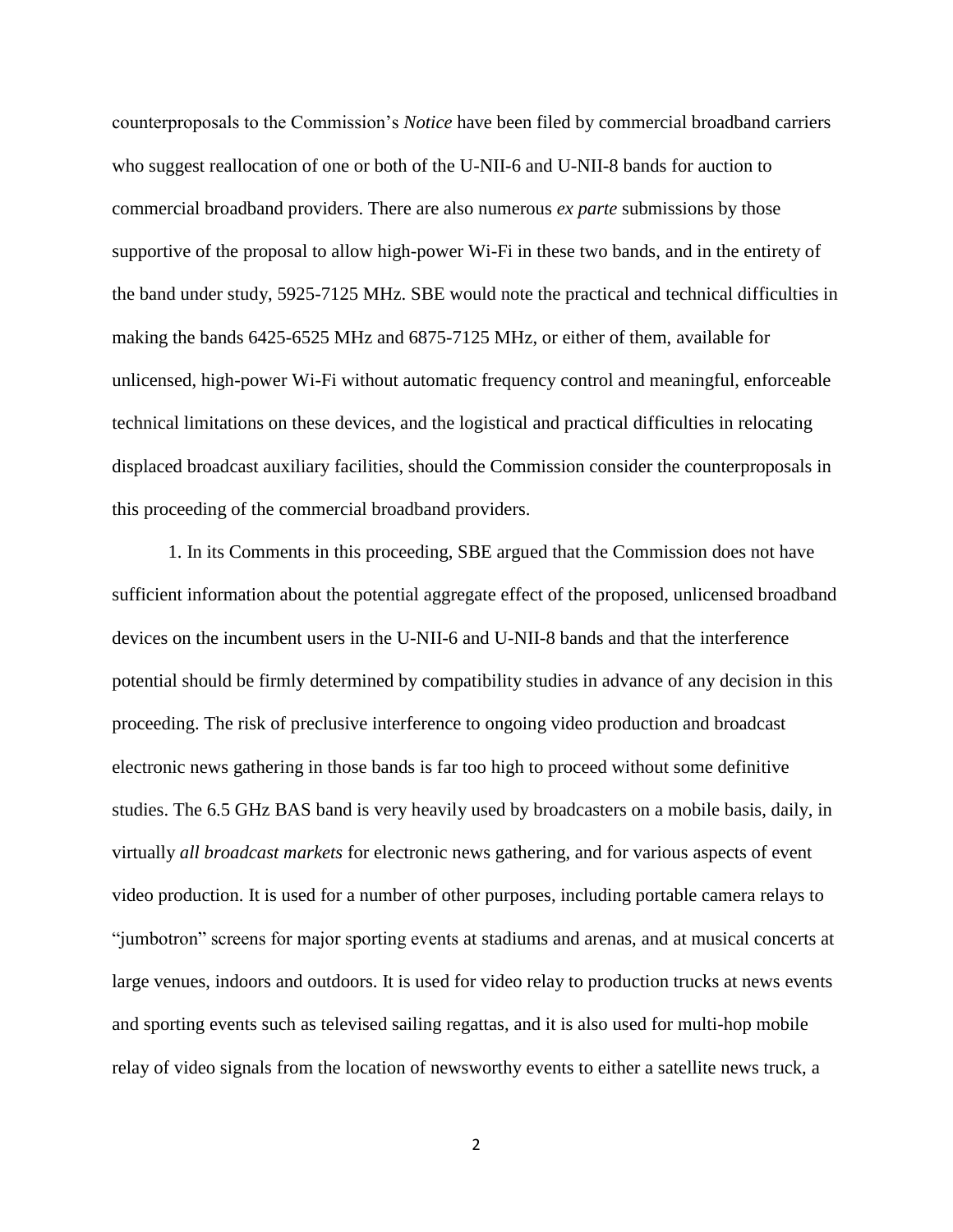counterproposals to the Commission's *Notice* have been filed by commercial broadband carriers who suggest reallocation of one or both of the U-NII-6 and U-NII-8 bands for auction to commercial broadband providers. There are also numerous *ex parte* submissions by those supportive of the proposal to allow high-power Wi-Fi in these two bands, and in the entirety of the band under study, 5925-7125 MHz. SBE would note the practical and technical difficulties in making the bands 6425-6525 MHz and 6875-7125 MHz, or either of them, available for unlicensed, high-power Wi-Fi without automatic frequency control and meaningful, enforceable technical limitations on these devices, and the logistical and practical difficulties in relocating displaced broadcast auxiliary facilities, should the Commission consider the counterproposals in this proceeding of the commercial broadband providers.

1. In its Comments in this proceeding, SBE argued that the Commission does not have sufficient information about the potential aggregate effect of the proposed, unlicensed broadband devices on the incumbent users in the U-NII-6 and U-NII-8 bands and that the interference potential should be firmly determined by compatibility studies in advance of any decision in this proceeding. The risk of preclusive interference to ongoing video production and broadcast electronic news gathering in those bands is far too high to proceed without some definitive studies. The 6.5 GHz BAS band is very heavily used by broadcasters on a mobile basis, daily, in virtually *all broadcast markets* for electronic news gathering, and for various aspects of event video production. It is used for a number of other purposes, including portable camera relays to "jumbotron" screens for major sporting events at stadiums and arenas, and at musical concerts at large venues, indoors and outdoors. It is used for video relay to production trucks at news events and sporting events such as televised sailing regattas, and it is also used for multi-hop mobile relay of video signals from the location of newsworthy events to either a satellite news truck, a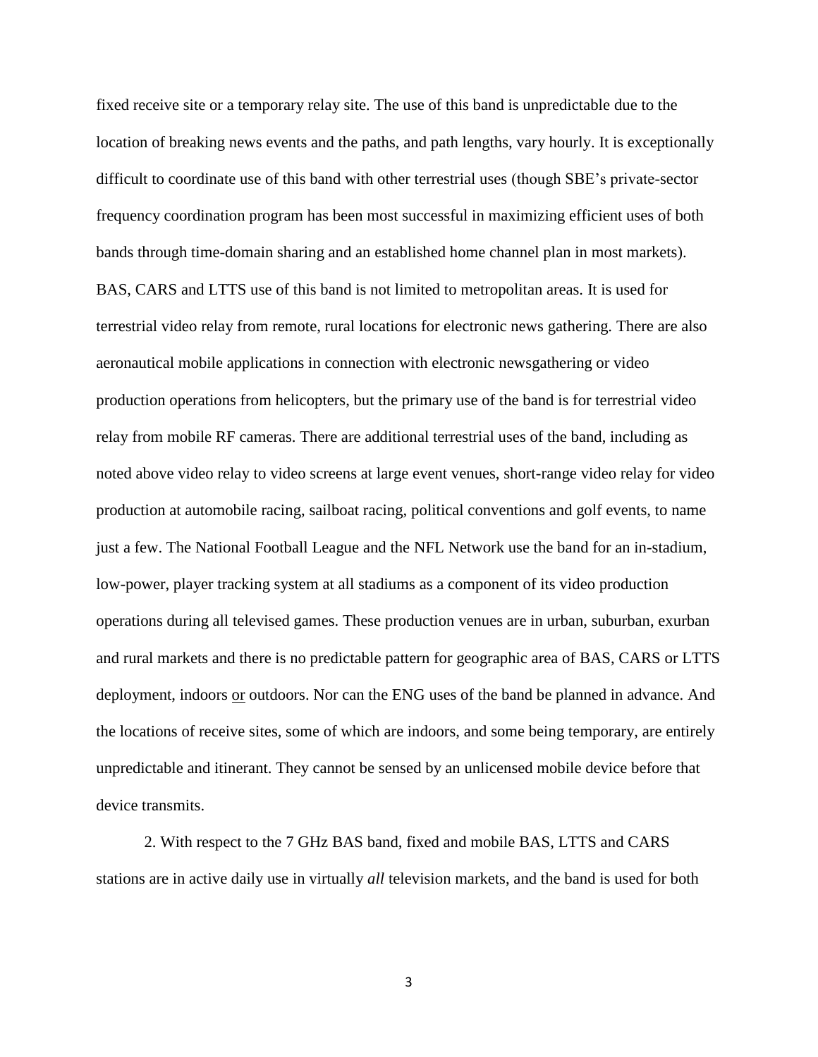fixed receive site or a temporary relay site. The use of this band is unpredictable due to the location of breaking news events and the paths, and path lengths, vary hourly. It is exceptionally difficult to coordinate use of this band with other terrestrial uses (though SBE's private-sector frequency coordination program has been most successful in maximizing efficient uses of both bands through time-domain sharing and an established home channel plan in most markets). BAS, CARS and LTTS use of this band is not limited to metropolitan areas. It is used for terrestrial video relay from remote, rural locations for electronic news gathering. There are also aeronautical mobile applications in connection with electronic newsgathering or video production operations from helicopters, but the primary use of the band is for terrestrial video relay from mobile RF cameras. There are additional terrestrial uses of the band, including as noted above video relay to video screens at large event venues, short-range video relay for video production at automobile racing, sailboat racing, political conventions and golf events, to name just a few. The National Football League and the NFL Network use the band for an in-stadium, low-power, player tracking system at all stadiums as a component of its video production operations during all televised games. These production venues are in urban, suburban, exurban and rural markets and there is no predictable pattern for geographic area of BAS, CARS or LTTS deployment, indoors <u>or</u> outdoors. Nor can the ENG uses of the band be planned in advance. And the locations of receive sites, some of which are indoors, and some being temporary, are entirely unpredictable and itinerant. They cannot be sensed by an unlicensed mobile device before that device transmits.

2. With respect to the 7 GHz BAS band, fixed and mobile BAS, LTTS and CARS stations are in active daily use in virtually *all* television markets, and the band is used for both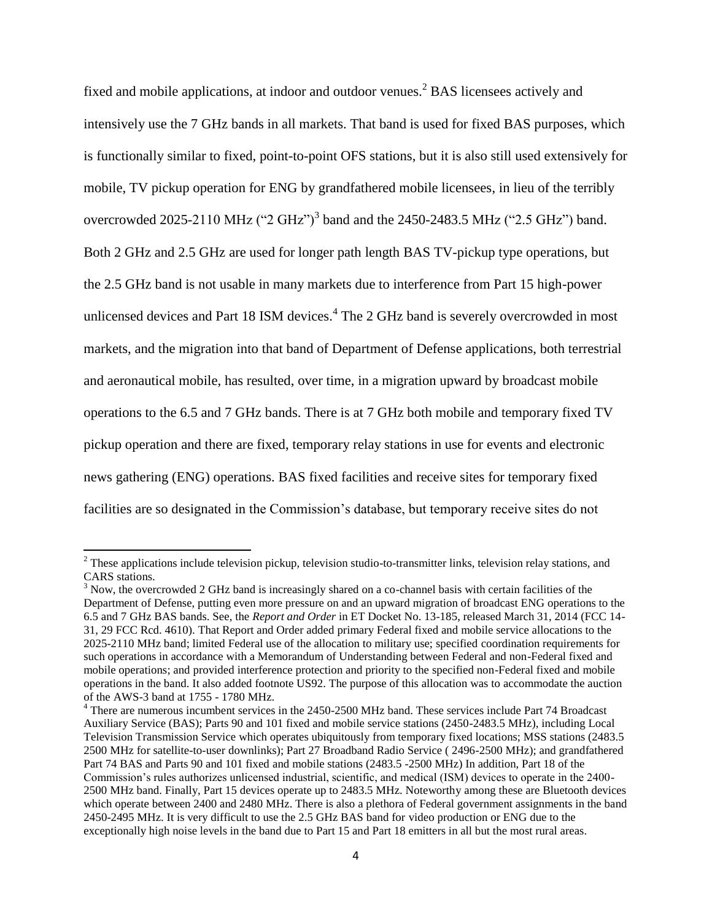fixed and mobile applications, at indoor and outdoor venues.[2] BAS licensees actively and intensively use the 7 GHz bands in all markets. That band is used for fixed BAS purposes, which is functionally similar to fixed, point-to-point OFS stations, but it is also still used extensively for mobile, TV pickup operation for ENG by grandfathered mobile licensees, in lieu of the terribly overcrowded 2025-2110 MHz ("2 GHz")[3] band and the 2450-2483.5 MHz ("2.5 GHz") band. Both 2 GHz and 2.5 GHz are used for longer path length BAS TV-pickup type operations, but the 2.5 GHz band is not usable in many markets due to interference from Part 15 high-power unlicensed devices and Part 18 ISM devices.[4] The 2 GHz band is severely overcrowded in most markets, and the migration into that band of Department of Defense applications, both terrestrial and aeronautical mobile, has resulted, over time, in a migration upward by broadcast mobile operations to the 6.5 and 7 GHz bands. There is at 7 GHz both mobile and temporary fixed TV pickup operation and there are fixed, temporary relay stations in use for events and electronic news gathering (ENG) operations. BAS fixed facilities and receive sites for temporary fixed facilities are so designated in the Commission's database, but temporary receive sites do not

---

[2] These applications include television pickup, television studio-to-transmitter links, television relay stations, and CARS stations.

[3] Now, the overcrowded 2 GHz band is increasingly shared on a co-channel basis with certain facilities of the Department of Defense, putting even more pressure on and an upward migration of broadcast ENG operations to the 6.5 and 7 GHz BAS bands. See, the *Report and Order* in ET Docket No. 13-185, released March 31, 2014 (FCC 14-31, 29 FCC Rcd. 4610). That Report and Order added primary Federal fixed and mobile service allocations to the 2025-2110 MHz band; limited Federal use of the allocation to military use; specified coordination requirements for such operations in accordance with a Memorandum of Understanding between Federal and non-Federal fixed and mobile operations; and provided interference protection and priority to the specified non-Federal fixed and mobile operations in the band. It also added footnote US92. The purpose of this allocation was to accommodate the auction of the AWS-3 band at 1755 - 1780 MHz.

[4] There are numerous incumbent services in the 2450-2500 MHz band. These services include Part 74 Broadcast Auxiliary Service (BAS); Parts 90 and 101 fixed and mobile service stations (2450-2483.5 MHz), including Local Television Transmission Service which operates ubiquitously from temporary fixed locations; MSS stations (2483.5 2500 MHz for satellite-to-user downlinks); Part 27 Broadband Radio Service ( 2496-2500 MHz); and grandfathered Part 74 BAS and Parts 90 and 101 fixed and mobile stations (2483.5 -2500 MHz) In addition, Part 18 of the Commission's rules authorizes unlicensed industrial, scientific, and medical (ISM) devices to operate in the 2400-2500 MHz band. Finally, Part 15 devices operate up to 2483.5 MHz. Noteworthy among these are Bluetooth devices which operate between 2400 and 2480 MHz. There is also a plethora of Federal government assignments in the band 2450-2495 MHz. It is very difficult to use the 2.5 GHz BAS band for video production or ENG due to the exceptionally high noise levels in the band due to Part 15 and Part 18 emitters in all but the most rural areas.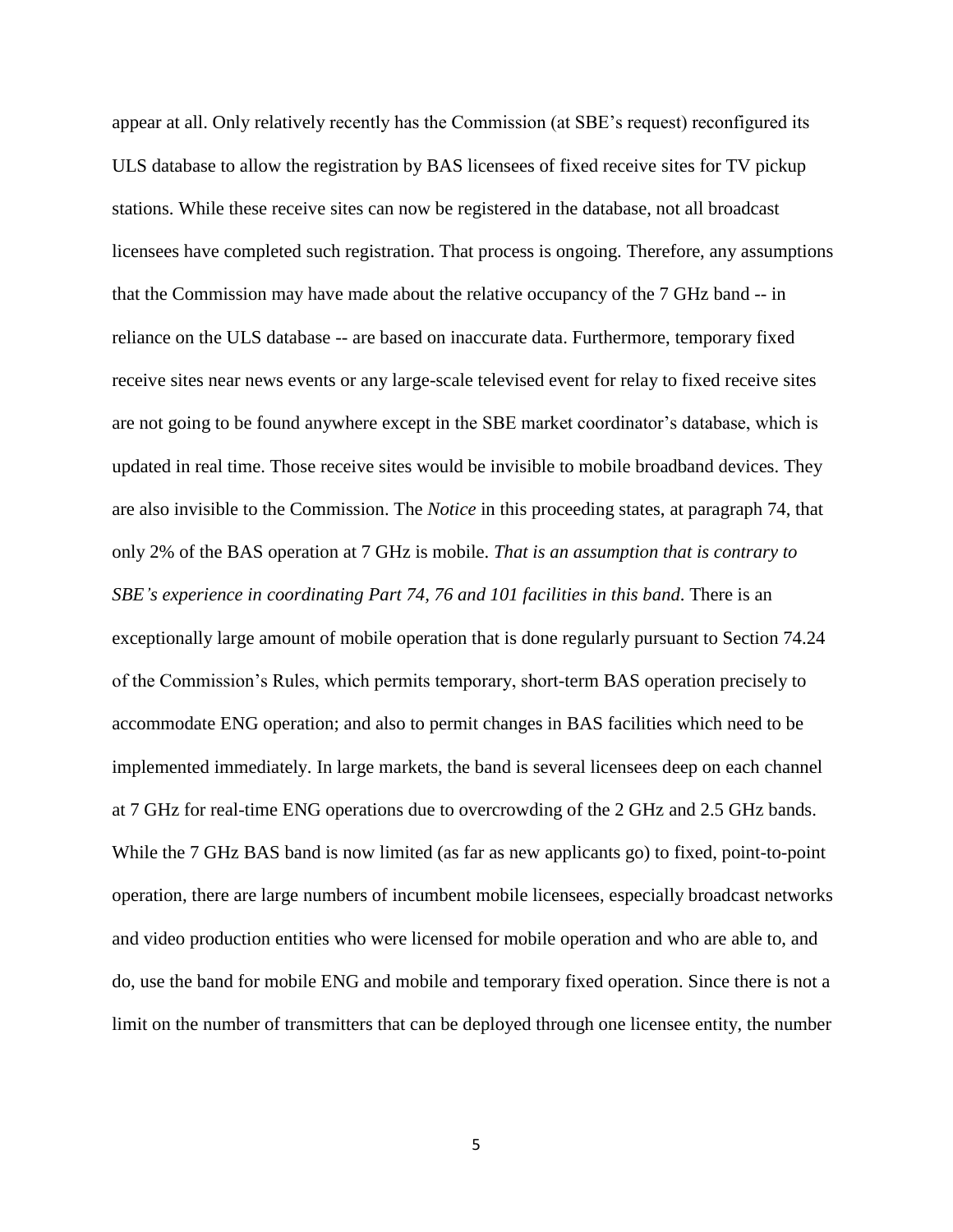appear at all. Only relatively recently has the Commission (at SBE's request) reconfigured its ULS database to allow the registration by BAS licensees of fixed receive sites for TV pickup stations. While these receive sites can now be registered in the database, not all broadcast licensees have completed such registration. That process is ongoing. Therefore, any assumptions that the Commission may have made about the relative occupancy of the 7 GHz band -- in reliance on the ULS database -- are based on inaccurate data. Furthermore, temporary fixed receive sites near news events or any large-scale televised event for relay to fixed receive sites are not going to be found anywhere except in the SBE market coordinator's database, which is updated in real time. Those receive sites would be invisible to mobile broadband devices. They are also invisible to the Commission. The *Notice* in this proceeding states, at paragraph 74, that only 2% of the BAS operation at 7 GHz is mobile. *That is an assumption that is contrary to SBE's experience in coordinating Part 74, 76 and 101 facilities in this band*. There is an exceptionally large amount of mobile operation that is done regularly pursuant to Section 74.24 of the Commission's Rules, which permits temporary, short-term BAS operation precisely to accommodate ENG operation; and also to permit changes in BAS facilities which need to be implemented immediately. In large markets, the band is several licensees deep on each channel at 7 GHz for real-time ENG operations due to overcrowding of the 2 GHz and 2.5 GHz bands. While the 7 GHz BAS band is now limited (as far as new applicants go) to fixed, point-to-point operation, there are large numbers of incumbent mobile licensees, especially broadcast networks and video production entities who were licensed for mobile operation and who are able to, and do, use the band for mobile ENG and mobile and temporary fixed operation. Since there is not a limit on the number of transmitters that can be deployed through one licensee entity, the number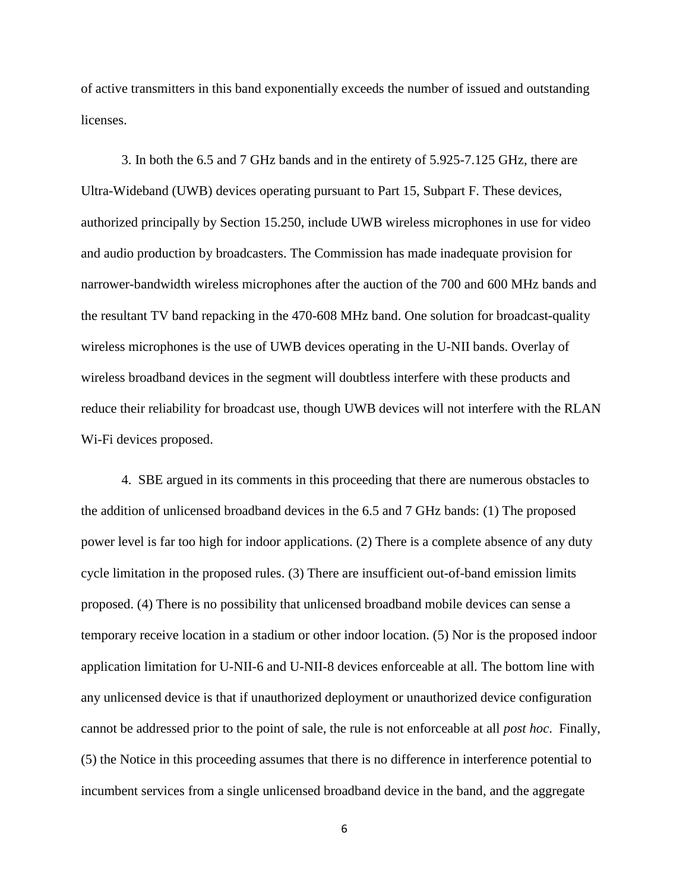of active transmitters in this band exponentially exceeds the number of issued and outstanding licenses.

3. In both the 6.5 and 7 GHz bands and in the entirety of 5.925-7.125 GHz, there are Ultra-Wideband (UWB) devices operating pursuant to Part 15, Subpart F. These devices, authorized principally by Section 15.250, include UWB wireless microphones in use for video and audio production by broadcasters. The Commission has made inadequate provision for narrower-bandwidth wireless microphones after the auction of the 700 and 600 MHz bands and the resultant TV band repacking in the 470-608 MHz band. One solution for broadcast-quality wireless microphones is the use of UWB devices operating in the U-NII bands. Overlay of wireless broadband devices in the segment will doubtless interfere with these products and reduce their reliability for broadcast use, though UWB devices will not interfere with the RLAN Wi-Fi devices proposed.

4. SBE argued in its comments in this proceeding that there are numerous obstacles to the addition of unlicensed broadband devices in the 6.5 and 7 GHz bands: (1) The proposed power level is far too high for indoor applications. (2) There is a complete absence of any duty cycle limitation in the proposed rules. (3) There are insufficient out-of-band emission limits proposed. (4) There is no possibility that unlicensed broadband mobile devices can sense a temporary receive location in a stadium or other indoor location. (5) Nor is the proposed indoor application limitation for U-NII-6 and U-NII-8 devices enforceable at all. The bottom line with any unlicensed device is that if unauthorized deployment or unauthorized device configuration cannot be addressed prior to the point of sale, the rule is not enforceable at all *post hoc*. Finally, (5) the Notice in this proceeding assumes that there is no difference in interference potential to incumbent services from a single unlicensed broadband device in the band, and the aggregate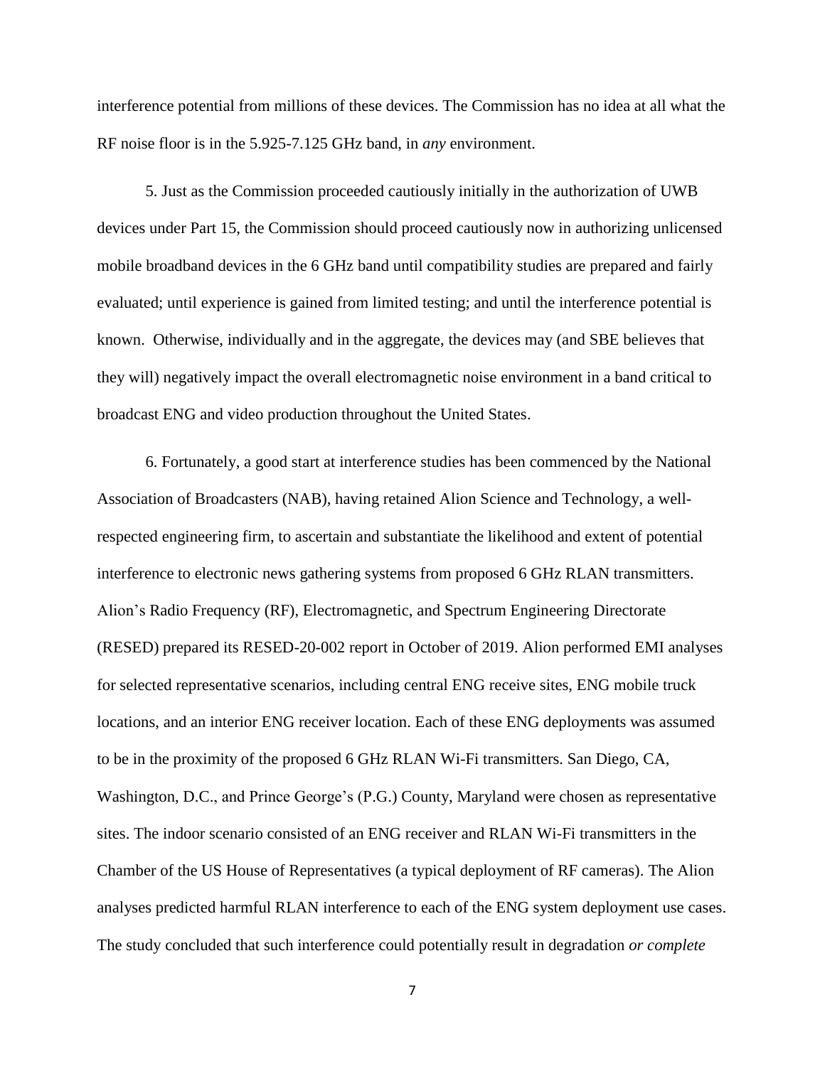interference potential from millions of these devices. The Commission has no idea at all what the RF noise floor is in the 5.925-7.125 GHz band, in *any* environment.

5. Just as the Commission proceeded cautiously initially in the authorization of UWB devices under Part 15, the Commission should proceed cautiously now in authorizing unlicensed mobile broadband devices in the 6 GHz band until compatibility studies are prepared and fairly evaluated; until experience is gained from limited testing; and until the interference potential is known. Otherwise, individually and in the aggregate, the devices may (and SBE believes that they will) negatively impact the overall electromagnetic noise environment in a band critical to broadcast ENG and video production throughout the United States.

6. Fortunately, a good start at interference studies has been commenced by the National Association of Broadcasters (NAB), having retained Alion Science and Technology, a well-respected engineering firm, to ascertain and substantiate the likelihood and extent of potential interference to electronic news gathering systems from proposed 6 GHz RLAN transmitters. Alion's Radio Frequency (RF), Electromagnetic, and Spectrum Engineering Directorate (RESED) prepared its RESED-20-002 report in October of 2019. Alion performed EMI analyses for selected representative scenarios, including central ENG receive sites, ENG mobile truck locations, and an interior ENG receiver location. Each of these ENG deployments was assumed to be in the proximity of the proposed 6 GHz RLAN Wi-Fi transmitters. San Diego, CA, Washington, D.C., and Prince George's (P.G.) County, Maryland were chosen as representative sites. The indoor scenario consisted of an ENG receiver and RLAN Wi-Fi transmitters in the Chamber of the US House of Representatives (a typical deployment of RF cameras). The Alion analyses predicted harmful RLAN interference to each of the ENG system deployment use cases. The study concluded that such interference could potentially result in degradation *or complete*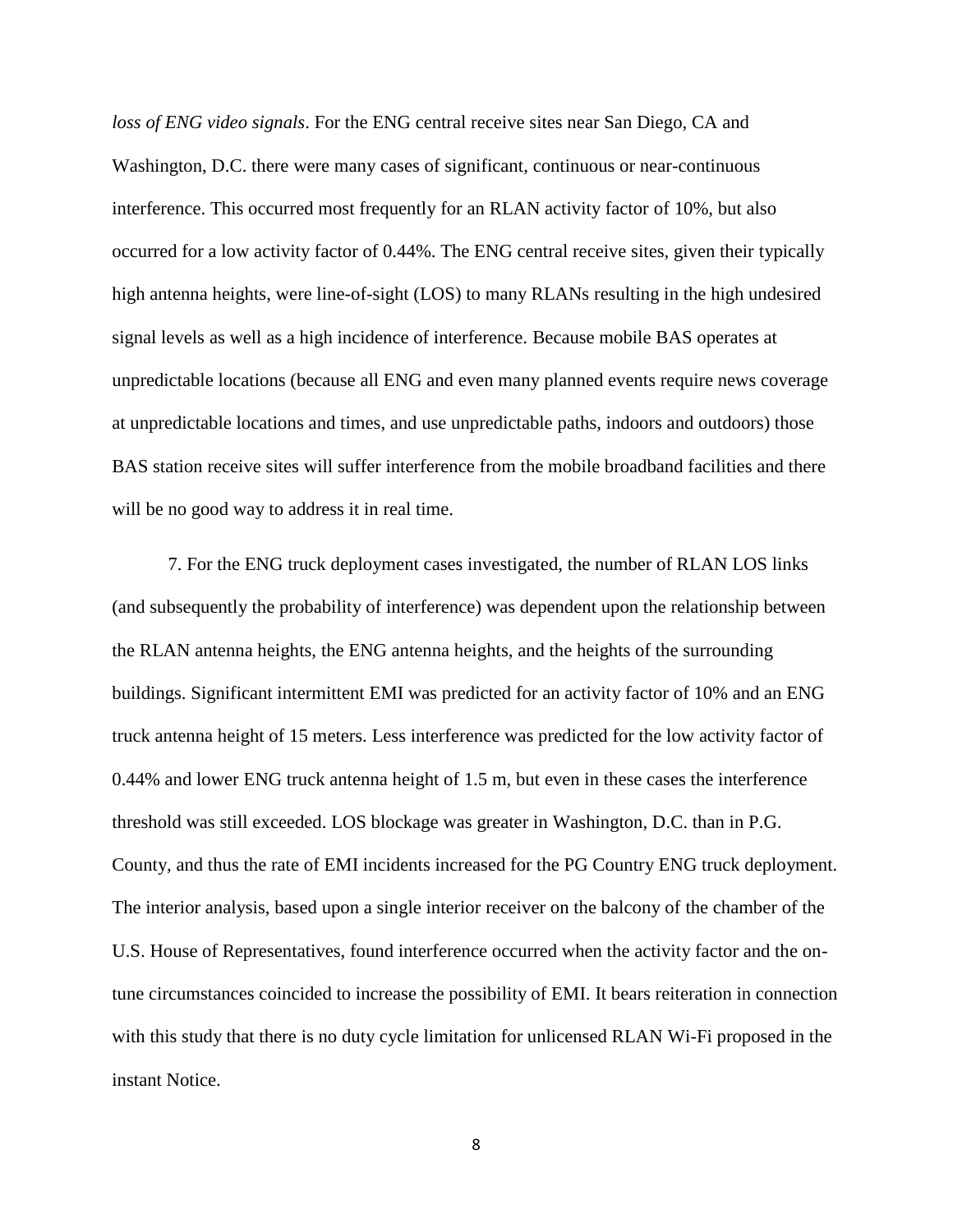*loss of ENG video signals*. For the ENG central receive sites near San Diego, CA and Washington, D.C. there were many cases of significant, continuous or near-continuous interference. This occurred most frequently for an RLAN activity factor of 10%, but also occurred for a low activity factor of 0.44%. The ENG central receive sites, given their typically high antenna heights, were line-of-sight (LOS) to many RLANs resulting in the high undesired signal levels as well as a high incidence of interference. Because mobile BAS operates at unpredictable locations (because all ENG and even many planned events require news coverage at unpredictable locations and times, and use unpredictable paths, indoors and outdoors) those BAS station receive sites will suffer interference from the mobile broadband facilities and there will be no good way to address it in real time.

7. For the ENG truck deployment cases investigated, the number of RLAN LOS links (and subsequently the probability of interference) was dependent upon the relationship between the RLAN antenna heights, the ENG antenna heights, and the heights of the surrounding buildings. Significant intermittent EMI was predicted for an activity factor of 10% and an ENG truck antenna height of 15 meters. Less interference was predicted for the low activity factor of 0.44% and lower ENG truck antenna height of 1.5 m, but even in these cases the interference threshold was still exceeded. LOS blockage was greater in Washington, D.C. than in P.G. County, and thus the rate of EMI incidents increased for the PG Country ENG truck deployment. The interior analysis, based upon a single interior receiver on the balcony of the chamber of the U.S. House of Representatives, found interference occurred when the activity factor and the on-tune circumstances coincided to increase the possibility of EMI. It bears reiteration in connection with this study that there is no duty cycle limitation for unlicensed RLAN Wi-Fi proposed in the instant Notice.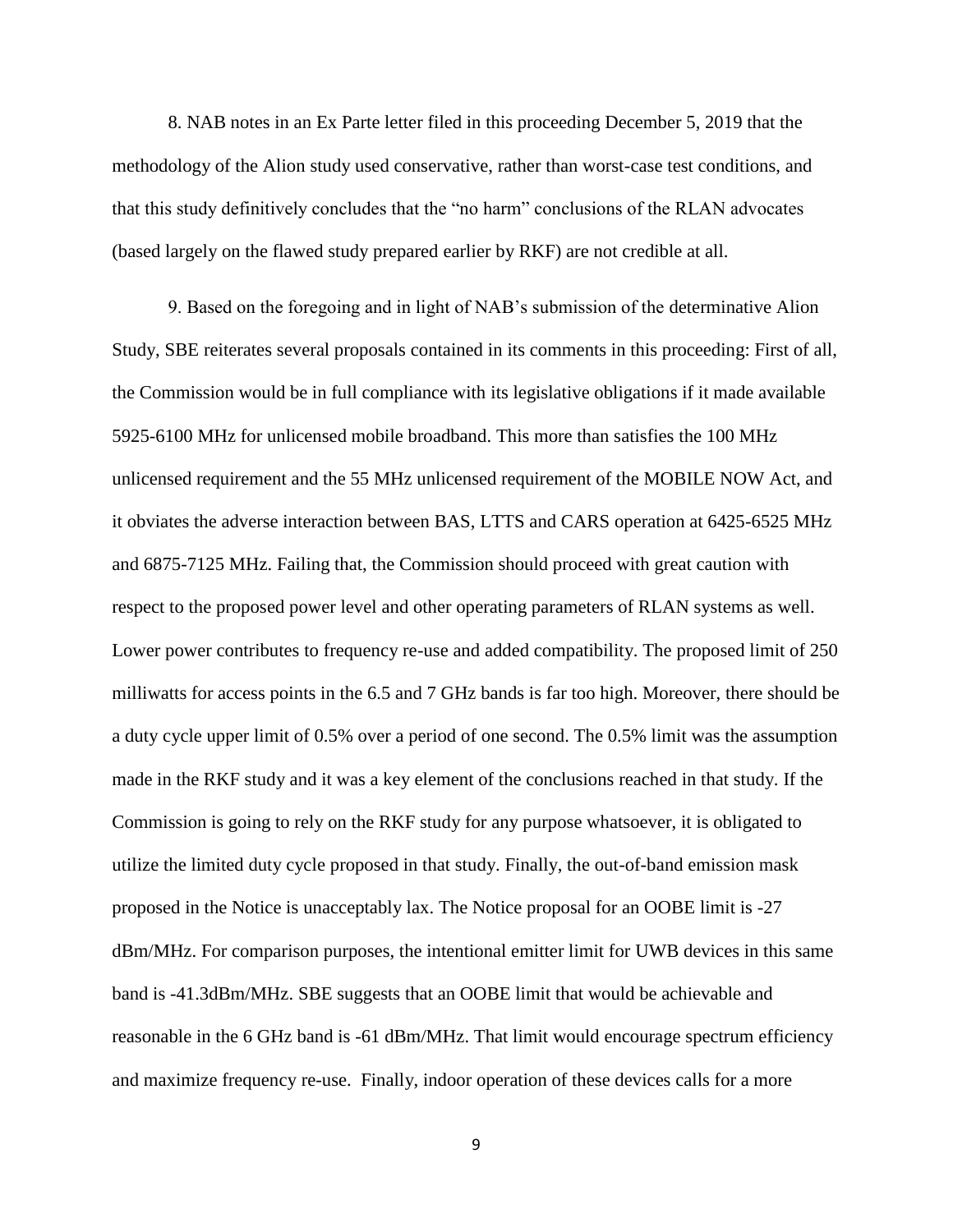8. NAB notes in an Ex Parte letter filed in this proceeding December 5, 2019 that the methodology of the Alion study used conservative, rather than worst-case test conditions, and that this study definitively concludes that the "no harm" conclusions of the RLAN advocates (based largely on the flawed study prepared earlier by RKF) are not credible at all.

9. Based on the foregoing and in light of NAB's submission of the determinative Alion Study, SBE reiterates several proposals contained in its comments in this proceeding: First of all, the Commission would be in full compliance with its legislative obligations if it made available 5925-6100 MHz for unlicensed mobile broadband. This more than satisfies the 100 MHz unlicensed requirement and the 55 MHz unlicensed requirement of the MOBILE NOW Act, and it obviates the adverse interaction between BAS, LTTS and CARS operation at 6425-6525 MHz and 6875-7125 MHz. Failing that, the Commission should proceed with great caution with respect to the proposed power level and other operating parameters of RLAN systems as well. Lower power contributes to frequency re-use and added compatibility. The proposed limit of 250 milliwatts for access points in the 6.5 and 7 GHz bands is far too high. Moreover, there should be a duty cycle upper limit of 0.5% over a period of one second. The 0.5% limit was the assumption made in the RKF study and it was a key element of the conclusions reached in that study. If the Commission is going to rely on the RKF study for any purpose whatsoever, it is obligated to utilize the limited duty cycle proposed in that study. Finally, the out-of-band emission mask proposed in the Notice is unacceptably lax. The Notice proposal for an OOBE limit is -27 dBm/MHz. For comparison purposes, the intentional emitter limit for UWB devices in this same band is -41.3dBm/MHz. SBE suggests that an OOBE limit that would be achievable and reasonable in the 6 GHz band is -61 dBm/MHz. That limit would encourage spectrum efficiency and maximize frequency re-use. Finally, indoor operation of these devices calls for a more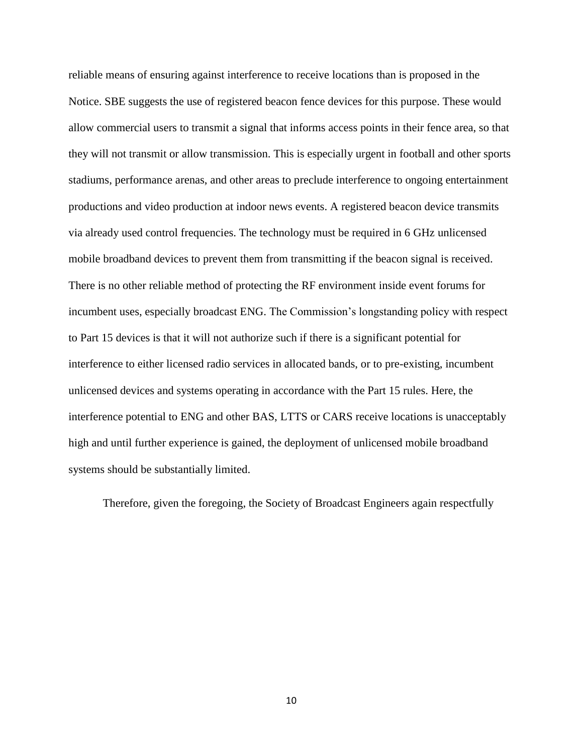reliable means of ensuring against interference to receive locations than is proposed in the Notice. SBE suggests the use of registered beacon fence devices for this purpose. These would allow commercial users to transmit a signal that informs access points in their fence area, so that they will not transmit or allow transmission. This is especially urgent in football and other sports stadiums, performance arenas, and other areas to preclude interference to ongoing entertainment productions and video production at indoor news events. A registered beacon device transmits via already used control frequencies. The technology must be required in 6 GHz unlicensed mobile broadband devices to prevent them from transmitting if the beacon signal is received. There is no other reliable method of protecting the RF environment inside event forums for incumbent uses, especially broadcast ENG. The Commission's longstanding policy with respect to Part 15 devices is that it will not authorize such if there is a significant potential for interference to either licensed radio services in allocated bands, or to pre-existing, incumbent unlicensed devices and systems operating in accordance with the Part 15 rules. Here, the interference potential to ENG and other BAS, LTTS or CARS receive locations is unacceptably high and until further experience is gained, the deployment of unlicensed mobile broadband systems should be substantially limited.

Therefore, given the foregoing, the Society of Broadcast Engineers again respectfully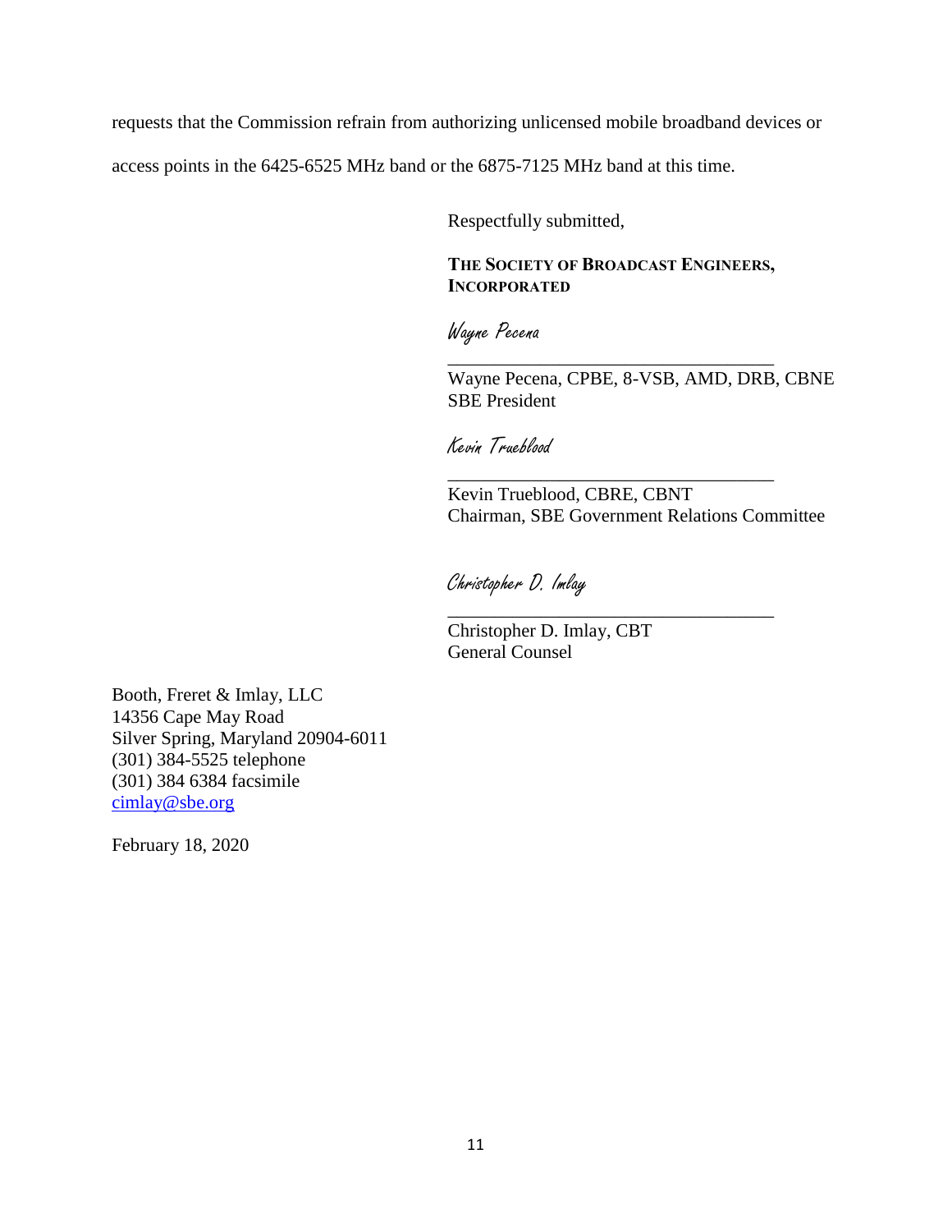requests that the Commission refrain from authorizing unlicensed mobile broadband devices or access points in the 6425-6525 MHz band or the 6875-7125 MHz band at this time.

Respectfully submitted,

**THE SOCIETY OF BROADCAST ENGINEERS, INCORPORATED**

*Wayne Pecena*
\_\_\_\_\_\_\_\_\_\_\_\_\_\_\_\_\_\_\_\_\_\_\_\_\_\_\_\_\_\_\_\_\_\_\_\_
Wayne Pecena, CPBE, 8-VSB, AMD, DRB, CBNE
SBE President

*Kevin Trueblood*
\_\_\_\_\_\_\_\_\_\_\_\_\_\_\_\_\_\_\_\_\_\_\_\_\_\_\_\_\_\_\_\_\_\_\_\_
Kevin Trueblood, CBRE, CBNT
Chairman, SBE Government Relations Committee

*Christopher D. Imlay*
\_\_\_\_\_\_\_\_\_\_\_\_\_\_\_\_\_\_\_\_\_\_\_\_\_\_\_\_\_\_\_\_\_\_\_\_
Christopher D. Imlay, CBT
General Counsel

Booth, Freret & Imlay, LLC
14356 Cape May Road
Silver Spring, Maryland 20904-6011
(301) 384-5525 telephone
(301) 384 6384 facsimile
cimlay@sbe.org

February 18, 2020